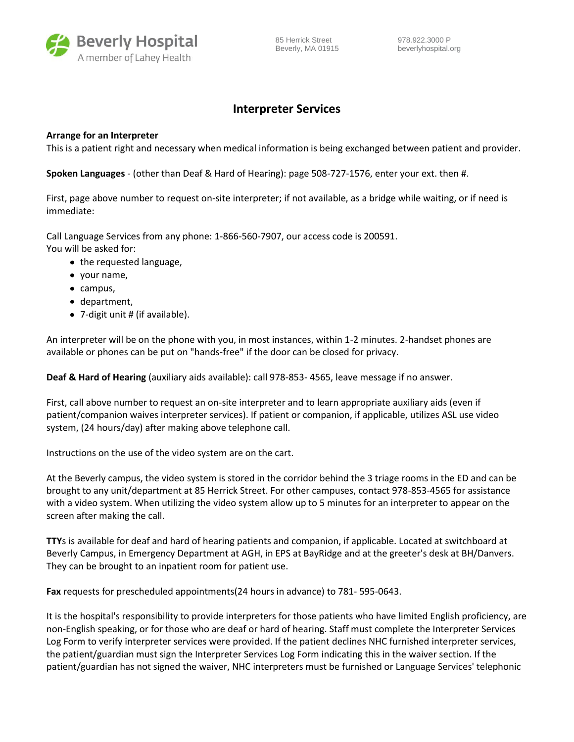Beverly Hospital
A member of Lahey Health

85 Herrick Street
Beverly, MA 01915

978.922.3000 P
beverlyhospital.org

# Interpreter Services

**Arrange for an Interpreter**
This is a patient right and necessary when medical information is being exchanged between patient and provider.

**Spoken Languages** - (other than Deaf & Hard of Hearing): page 508-727-1576, enter your ext. then #.

First, page above number to request on-site interpreter; if not available, as a bridge while waiting, or if need is immediate:

Call Language Services from any phone: 1-866-560-7907, our access code is 200591.
You will be asked for:

- the requested language,
- your name,
- campus,
- department,
- 7-digit unit # (if available).

An interpreter will be on the phone with you, in most instances, within 1-2 minutes. 2-handset phones are available or phones can be put on "hands-free" if the door can be closed for privacy.

**Deaf & Hard of Hearing** (auxiliary aids available): call 978-853- 4565, leave message if no answer.

First, call above number to request an on-site interpreter and to learn appropriate auxiliary aids (even if patient/companion waives interpreter services). If patient or companion, if applicable, utilizes ASL use video system, (24 hours/day) after making above telephone call.

Instructions on the use of the video system are on the cart.

At the Beverly campus, the video system is stored in the corridor behind the 3 triage rooms in the ED and can be brought to any unit/department at 85 Herrick Street. For other campuses, contact 978-853-4565 for assistance with a video system. When utilizing the video system allow up to 5 minutes for an interpreter to appear on the screen after making the call.

**TTY**s is available for deaf and hard of hearing patients and companion, if applicable. Located at switchboard at Beverly Campus, in Emergency Department at AGH, in EPS at BayRidge and at the greeter's desk at BH/Danvers. They can be brought to an inpatient room for patient use.

**Fax** requests for prescheduled appointments(24 hours in advance) to 781- 595-0643.

It is the hospital's responsibility to provide interpreters for those patients who have limited English proficiency, are non-English speaking, or for those who are deaf or hard of hearing. Staff must complete the Interpreter Services Log Form to verify interpreter services were provided. If the patient declines NHC furnished interpreter services, the patient/guardian must sign the Interpreter Services Log Form indicating this in the waiver section. If the patient/guardian has not signed the waiver, NHC interpreters must be furnished or Language Services' telephonic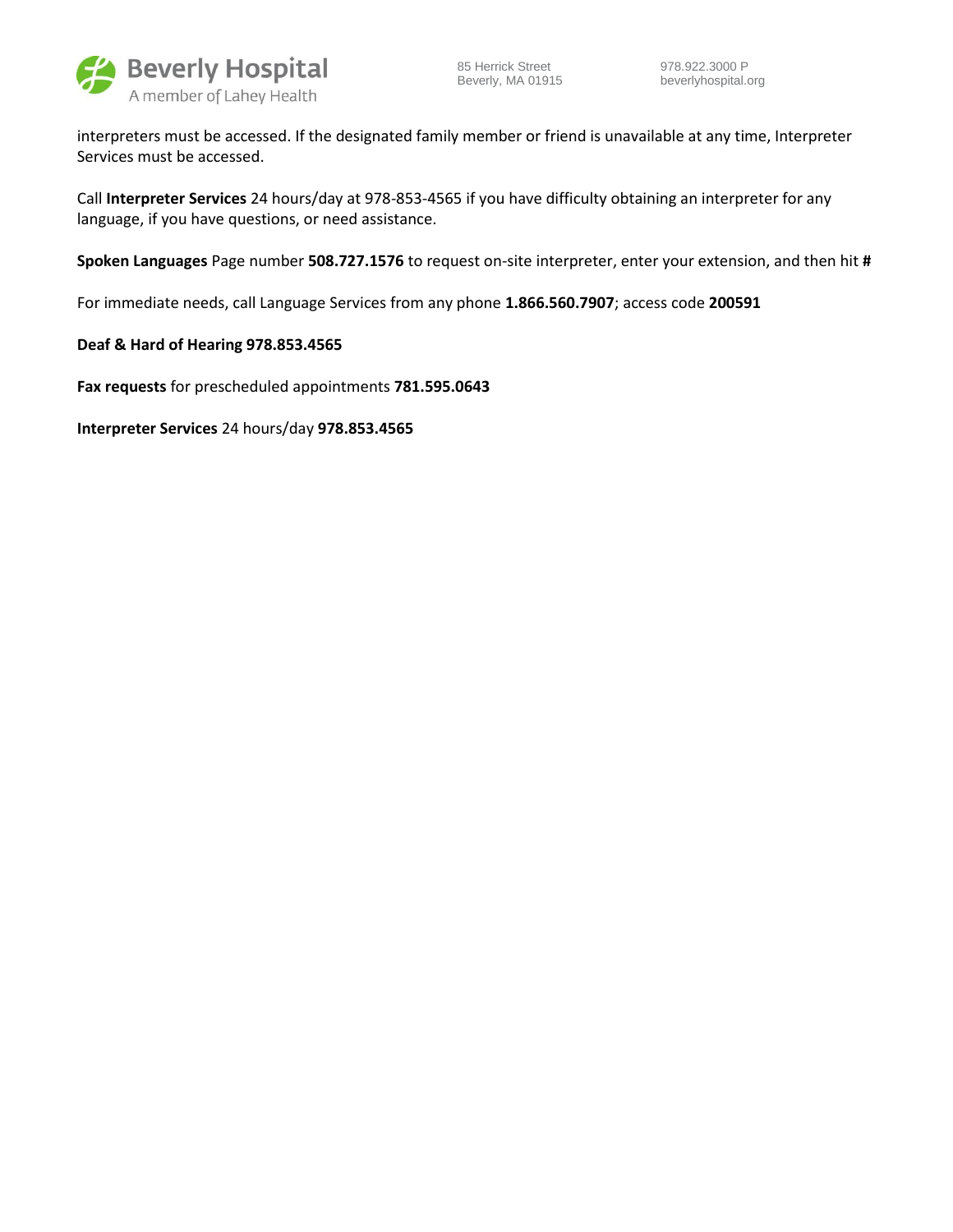interpreters must be accessed. If the designated family member or friend is unavailable at any time, Interpreter Services must be accessed.

Call **Interpreter Services** 24 hours/day at 978-853-4565 if you have difficulty obtaining an interpreter for any language, if you have questions, or need assistance.

**Spoken Languages** Page number **508.727.1576** to request on-site interpreter, enter your extension, and then hit **#**

For immediate needs, call Language Services from any phone **1.866.560.7907**; access code **200591**

**Deaf & Hard of Hearing 978.853.4565**

**Fax requests** for prescheduled appointments **781.595.0643**

**Interpreter Services** 24 hours/day **978.853.4565**